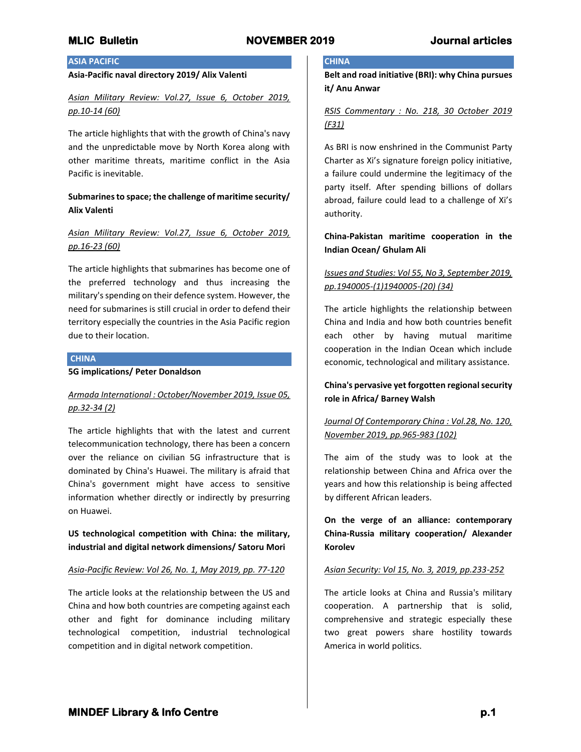## ASIA PACIFIC

**Asia-Pacific naval directory 2019/ Alix Valenti**

*Asian Military Review: Vol.27, Issue 6, October 2019, pp.10-14 (60)*

The article highlights that with the growth of China's navy and the unpredictable move by North Korea along with other maritime threats, maritime conflict in the Asia Pacific is inevitable.

**Submarines to space; the challenge of maritime security/ Alix Valenti**

*Asian Military Review: Vol.27, Issue 6, October 2019, pp.16-23 (60)*

The article highlights that submarines has become one of the preferred technology and thus increasing the military's spending on their defence system. However, the need for submarines is still crucial in order to defend their territory especially the countries in the Asia Pacific region due to their location.

## CHINA

**5G implications/ Peter Donaldson**

*Armada International : October/November 2019, Issue 05, pp.32-34 (2)*

The article highlights that with the latest and current telecommunication technology, there has been a concern over the reliance on civilian 5G infrastructure that is dominated by China's Huawei. The military is afraid that China's government might have access to sensitive information whether directly or indirectly by presurring on Huawei.

**US technological competition with China: the military, industrial and digital network dimensions/ Satoru Mori**

*Asia-Pacific Review: Vol 26, No. 1, May 2019, pp. 77-120*

The article looks at the relationship between the US and China and how both countries are competing against each other and fight for dominance including military technological competition, industrial technological competition and in digital network competition.

## CHINA

**Belt and road initiative (BRI): why China pursues it/ Anu Anwar**

*RSIS Commentary : No. 218, 30 October 2019 (F31)*

As BRI is now enshrined in the Communist Party Charter as Xi's signature foreign policy initiative, a failure could undermine the legitimacy of the party itself. After spending billions of dollars abroad, failure could lead to a challenge of Xi's authority.

**China-Pakistan maritime cooperation in the Indian Ocean/ Ghulam Ali**

*Issues and Studies: Vol 55, No 3, September 2019, pp.1940005-(1)1940005-(20) (34)*

The article highlights the relationship between China and India and how both countries benefit each other by having mutual maritime cooperation in the Indian Ocean which include economic, technological and military assistance.

**China's pervasive yet forgotten regional security role in Africa/ Barney Walsh**

*Journal Of Contemporary China : Vol.28, No. 120, November 2019, pp.965-983 (102)*

The aim of the study was to look at the relationship between China and Africa over the years and how this relationship is being affected by different African leaders.

**On the verge of an alliance: contemporary China-Russia military cooperation/ Alexander Korolev**

*Asian Security: Vol 15, No. 3, 2019, pp.233-252*

The article looks at China and Russia's military cooperation. A partnership that is solid, comprehensive and strategic especially these two great powers share hostility towards America in world politics.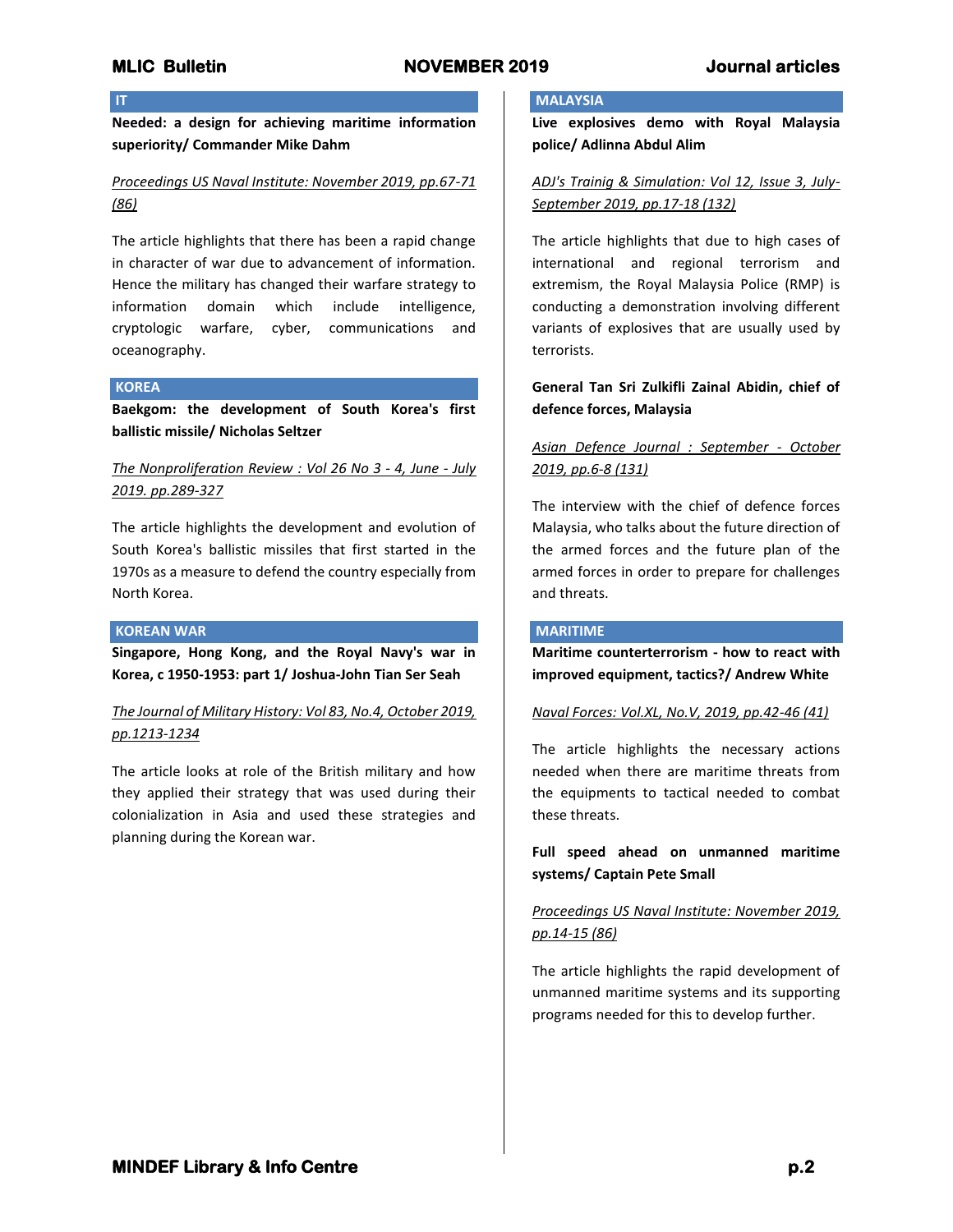## IT

**Needed: a design for achieving maritime information superiority/ Commander Mike Dahm**

*Proceedings US Naval Institute: November 2019, pp.67-71 (86)*

The article highlights that there has been a rapid change in character of war due to advancement of information. Hence the military has changed their warfare strategy to information domain which include intelligence, cryptologic warfare, cyber, communications and oceanography.

## KOREA

**Baekgom: the development of South Korea's first ballistic missile/ Nicholas Seltzer**

*The Nonproliferation Review : Vol 26 No 3 - 4, June - July 2019. pp.289-327*

The article highlights the development and evolution of South Korea's ballistic missiles that first started in the 1970s as a measure to defend the country especially from North Korea.

## KOREAN WAR

**Singapore, Hong Kong, and the Royal Navy's war in Korea, c 1950-1953: part 1/ Joshua-John Tian Ser Seah**

*The Journal of Military History: Vol 83, No.4, October 2019, pp.1213-1234*

The article looks at role of the British military and how they applied their strategy that was used during their colonialization in Asia and used these strategies and planning during the Korean war.

## MALAYSIA

**Live explosives demo with Royal Malaysia police/ Adlinna Abdul Alim**

*ADJ's Trainig & Simulation: Vol 12, Issue 3, July-September 2019, pp.17-18 (132)*

The article highlights that due to high cases of international and regional terrorism and extremism, the Royal Malaysia Police (RMP) is conducting a demonstration involving different variants of explosives that are usually used by terrorists.

**General Tan Sri Zulkifli Zainal Abidin, chief of defence forces, Malaysia**

*Asian Defence Journal : September - October 2019, pp.6-8 (131)*

The interview with the chief of defence forces Malaysia, who talks about the future direction of the armed forces and the future plan of the armed forces in order to prepare for challenges and threats.

## MARITIME

**Maritime counterterrorism - how to react with improved equipment, tactics?/ Andrew White**

*Naval Forces: Vol.XL, No.V, 2019, pp.42-46 (41)*

The article highlights the necessary actions needed when there are maritime threats from the equipments to tactical needed to combat these threats.

**Full speed ahead on unmanned maritime systems/ Captain Pete Small**

*Proceedings US Naval Institute: November 2019, pp.14-15 (86)*

The article highlights the rapid development of unmanned maritime systems and its supporting programs needed for this to develop further.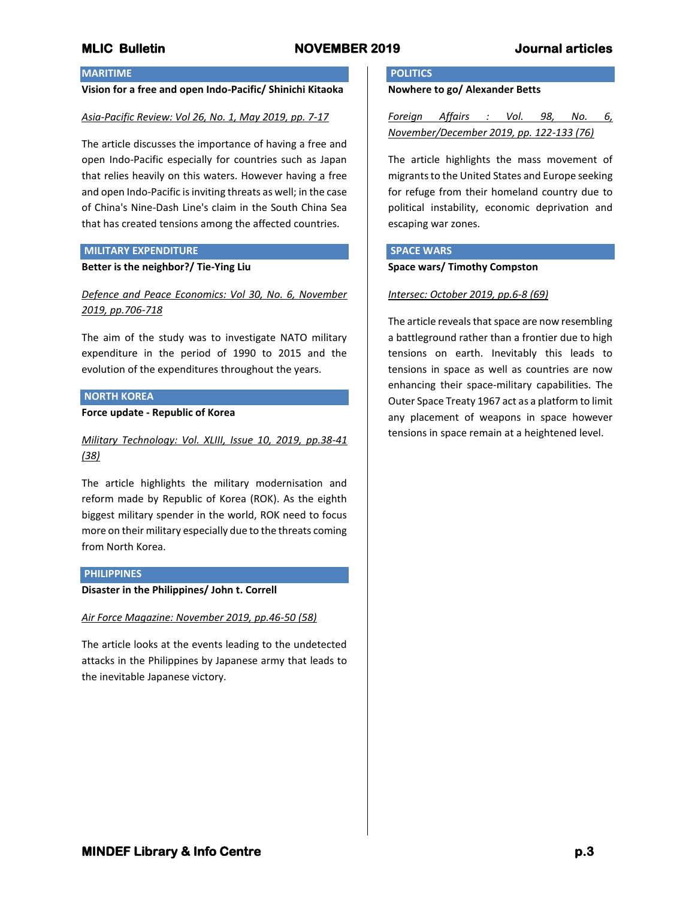## MARITIME

**Vision for a free and open Indo-Pacific/ Shinichi Kitaoka**

*Asia-Pacific Review: Vol 26, No. 1, May 2019, pp. 7-17*

The article discusses the importance of having a free and open Indo-Pacific especially for countries such as Japan that relies heavily on this waters. However having a free and open Indo-Pacific is inviting threats as well; in the case of China's Nine-Dash Line's claim in the South China Sea that has created tensions among the affected countries.

## MILITARY EXPENDITURE

**Better is the neighbor?/ Tie-Ying Liu**

*Defence and Peace Economics: Vol 30, No. 6, November 2019, pp.706-718*

The aim of the study was to investigate NATO military expenditure in the period of 1990 to 2015 and the evolution of the expenditures throughout the years.

## NORTH KOREA

**Force update - Republic of Korea**

*Military Technology: Vol. XLIII, Issue 10, 2019, pp.38-41 (38)*

The article highlights the military modernisation and reform made by Republic of Korea (ROK). As the eighth biggest military spender in the world, ROK need to focus more on their military especially due to the threats coming from North Korea.

## PHILIPPINES

**Disaster in the Philippines/ John t. Correll**

*Air Force Magazine: November 2019, pp.46-50 (58)*

The article looks at the events leading to the undetected attacks in the Philippines by Japanese army that leads to the inevitable Japanese victory.

## POLITICS

**Nowhere to go/ Alexander Betts**

*Foreign Affairs : Vol. 98, No. 6, November/December 2019, pp. 122-133 (76)*

The article highlights the mass movement of migrants to the United States and Europe seeking for refuge from their homeland country due to political instability, economic deprivation and escaping war zones.

## SPACE WARS

**Space wars/ Timothy Compston**

*Intersec: October 2019, pp.6-8 (69)*

The article reveals that space are now resembling a battleground rather than a frontier due to high tensions on earth. Inevitably this leads to tensions in space as well as countries are now enhancing their space-military capabilities. The Outer Space Treaty 1967 act as a platform to limit any placement of weapons in space however tensions in space remain at a heightened level.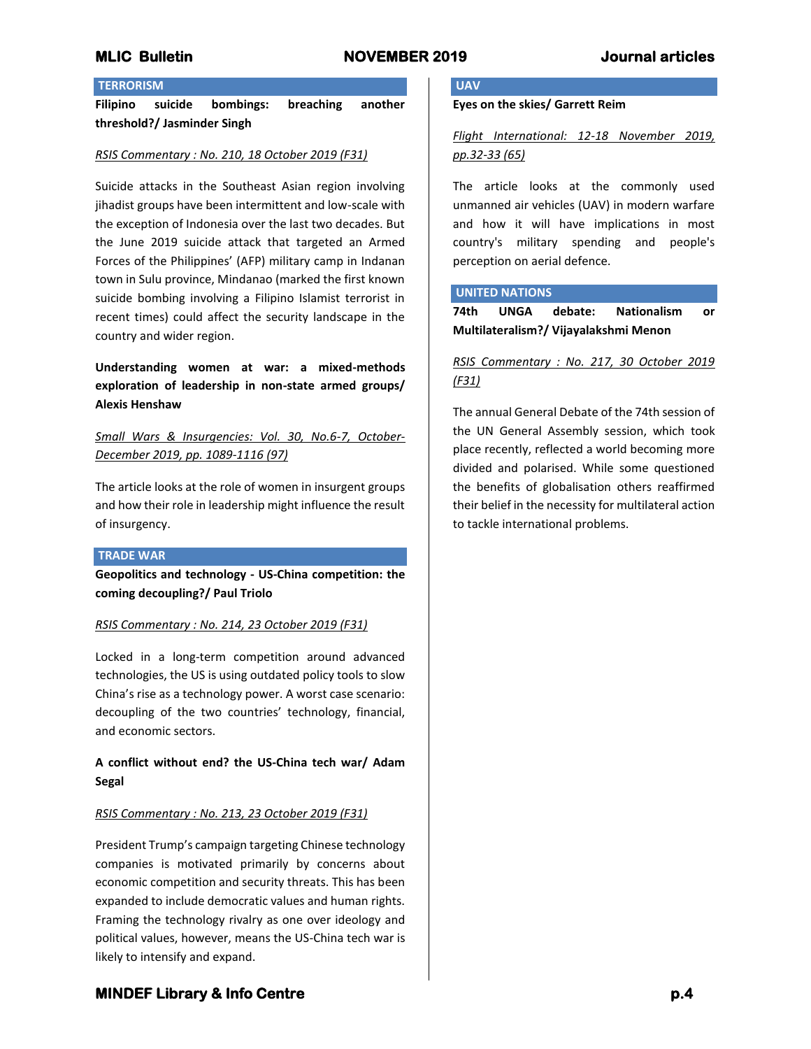## TERRORISM

**Filipino suicide bombings: breaching another threshold?/ Jasminder Singh**

*RSIS Commentary : No. 210, 18 October 2019 (F31)*

Suicide attacks in the Southeast Asian region involving jihadist groups have been intermittent and low-scale with the exception of Indonesia over the last two decades. But the June 2019 suicide attack that targeted an Armed Forces of the Philippines' (AFP) military camp in Indanan town in Sulu province, Mindanao (marked the first known suicide bombing involving a Filipino Islamist terrorist in recent times) could affect the security landscape in the country and wider region.

**Understanding women at war: a mixed-methods exploration of leadership in non-state armed groups/ Alexis Henshaw**

*Small Wars & Insurgencies: Vol. 30, No.6-7, October-December 2019, pp. 1089-1116 (97)*

The article looks at the role of women in insurgent groups and how their role in leadership might influence the result of insurgency.

## TRADE WAR

**Geopolitics and technology - US-China competition: the coming decoupling?/ Paul Triolo**

*RSIS Commentary : No. 214, 23 October 2019 (F31)*

Locked in a long-term competition around advanced technologies, the US is using outdated policy tools to slow China's rise as a technology power. A worst case scenario: decoupling of the two countries' technology, financial, and economic sectors.

**A conflict without end? the US-China tech war/ Adam Segal**

*RSIS Commentary : No. 213, 23 October 2019 (F31)*

President Trump's campaign targeting Chinese technology companies is motivated primarily by concerns about economic competition and security threats. This has been expanded to include democratic values and human rights. Framing the technology rivalry as one over ideology and political values, however, means the US-China tech war is likely to intensify and expand.

## UAV

**Eyes on the skies/ Garrett Reim**

*Flight International: 12-18 November 2019, pp.32-33 (65)*

The article looks at the commonly used unmanned air vehicles (UAV) in modern warfare and how it will have implications in most country's military spending and people's perception on aerial defence.

## UNITED NATIONS

**74th UNGA debate: Nationalism or Multilateralism?/ Vijayalakshmi Menon**

*RSIS Commentary : No. 217, 30 October 2019 (F31)*

The annual General Debate of the 74th session of the UN General Assembly session, which took place recently, reflected a world becoming more divided and polarised. While some questioned the benefits of globalisation others reaffirmed their belief in the necessity for multilateral action to tackle international problems.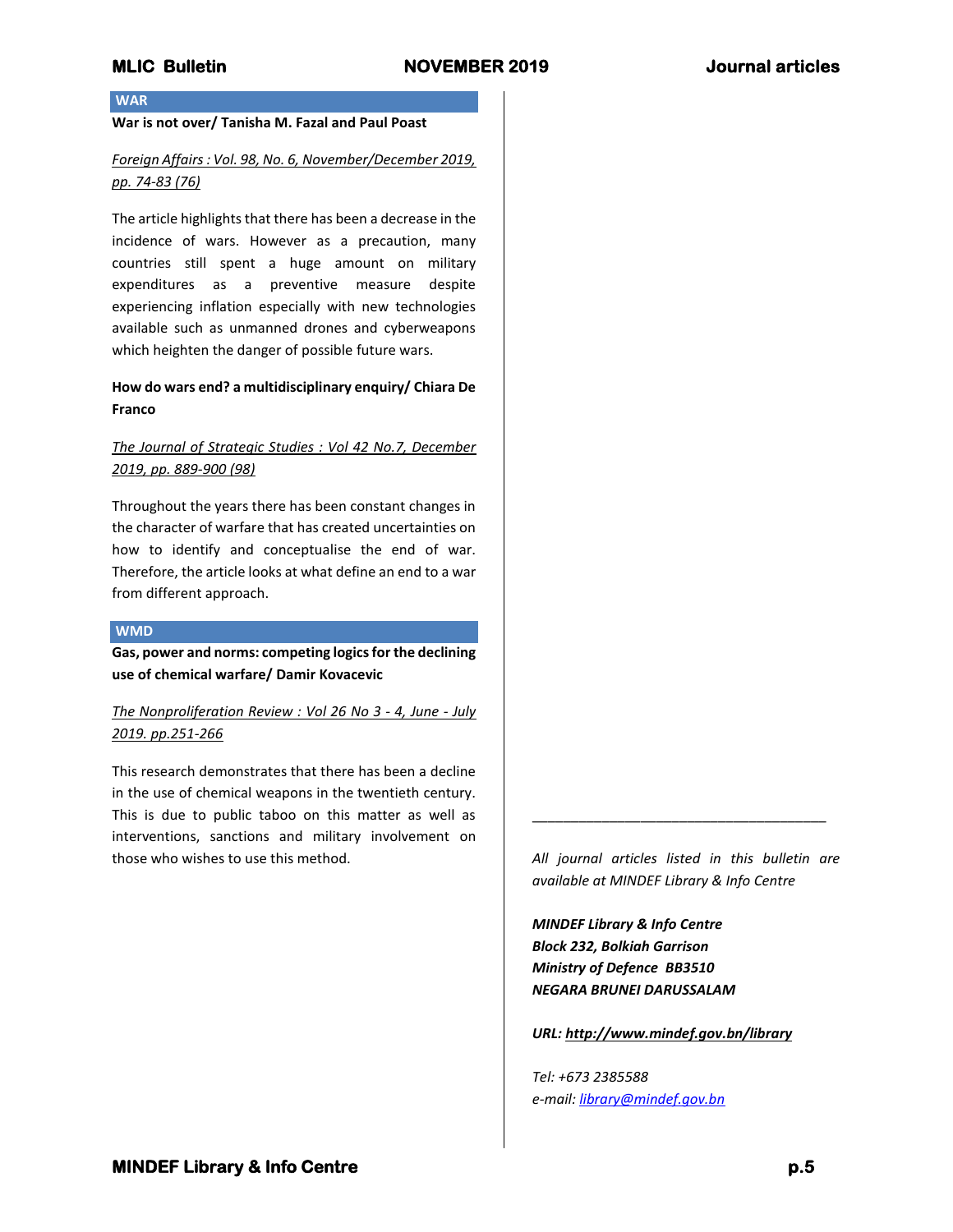## WAR

**War is not over/ Tanisha M. Fazal and Paul Poast**

*Foreign Affairs : Vol. 98, No. 6, November/December 2019, pp. 74-83 (76)*

The article highlights that there has been a decrease in the incidence of wars. However as a precaution, many countries still spent a huge amount on military expenditures as a preventive measure despite experiencing inflation especially with new technologies available such as unmanned drones and cyberweapons which heighten the danger of possible future wars.

**How do wars end? a multidisciplinary enquiry/ Chiara De Franco**

*The Journal of Strategic Studies : Vol 42 No.7, December 2019, pp. 889-900 (98)*

Throughout the years there has been constant changes in the character of warfare that has created uncertainties on how to identify and conceptualise the end of war. Therefore, the article looks at what define an end to a war from different approach.

## WMD

**Gas, power and norms: competing logics for the declining use of chemical warfare/ Damir Kovacevic**

*The Nonproliferation Review : Vol 26 No 3 - 4, June - July 2019. pp.251-266*

This research demonstrates that there has been a decline in the use of chemical weapons in the twentieth century. This is due to public taboo on this matter as well as interventions, sanctions and military involvement on those who wishes to use this method.

---

*All journal articles listed in this bulletin are available at MINDEF Library & Info Centre*

***MINDEF Library & Info Centre***
***Block 232, Bolkiah Garrison***
***Ministry of Defence BB3510***
***NEGARA BRUNEI DARUSSALAM***

***URL: http://www.mindef.gov.bn/library***

*Tel: +673 2385588*
*e-mail: library@mindef.gov.bn*